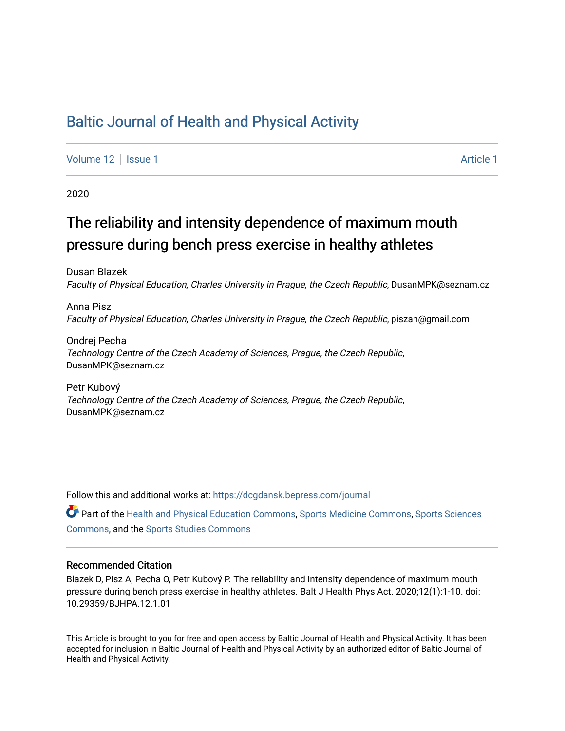# Baltic Journal of Health and Physical Activity

Volume 12 | Issue 1 | Article 1

2020

## The reliability and intensity dependence of maximum mouth pressure during bench press exercise in healthy athletes

Dusan Blazek
*Faculty of Physical Education, Charles University in Prague, the Czech Republic*, DusanMPK@seznam.cz

Anna Pisz
*Faculty of Physical Education, Charles University in Prague, the Czech Republic*, piszan@gmail.com

Ondrej Pecha
*Technology Centre of the Czech Academy of Sciences, Prague, the Czech Republic*, DusanMPK@seznam.cz

Petr Kubový
*Technology Centre of the Czech Academy of Sciences, Prague, the Czech Republic*, DusanMPK@seznam.cz

Follow this and additional works at: https://dcgdansk.bepress.com/journal

Part of the Health and Physical Education Commons, Sports Medicine Commons, Sports Sciences Commons, and the Sports Studies Commons

### Recommended Citation

Blazek D, Pisz A, Pecha O, Petr Kubový P. The reliability and intensity dependence of maximum mouth pressure during bench press exercise in healthy athletes. Balt J Health Phys Act. 2020;12(1):1-10. doi: 10.29359/BJHPA.12.1.01

This Article is brought to you for free and open access by Baltic Journal of Health and Physical Activity. It has been accepted for inclusion in Baltic Journal of Health and Physical Activity by an authorized editor of Baltic Journal of Health and Physical Activity.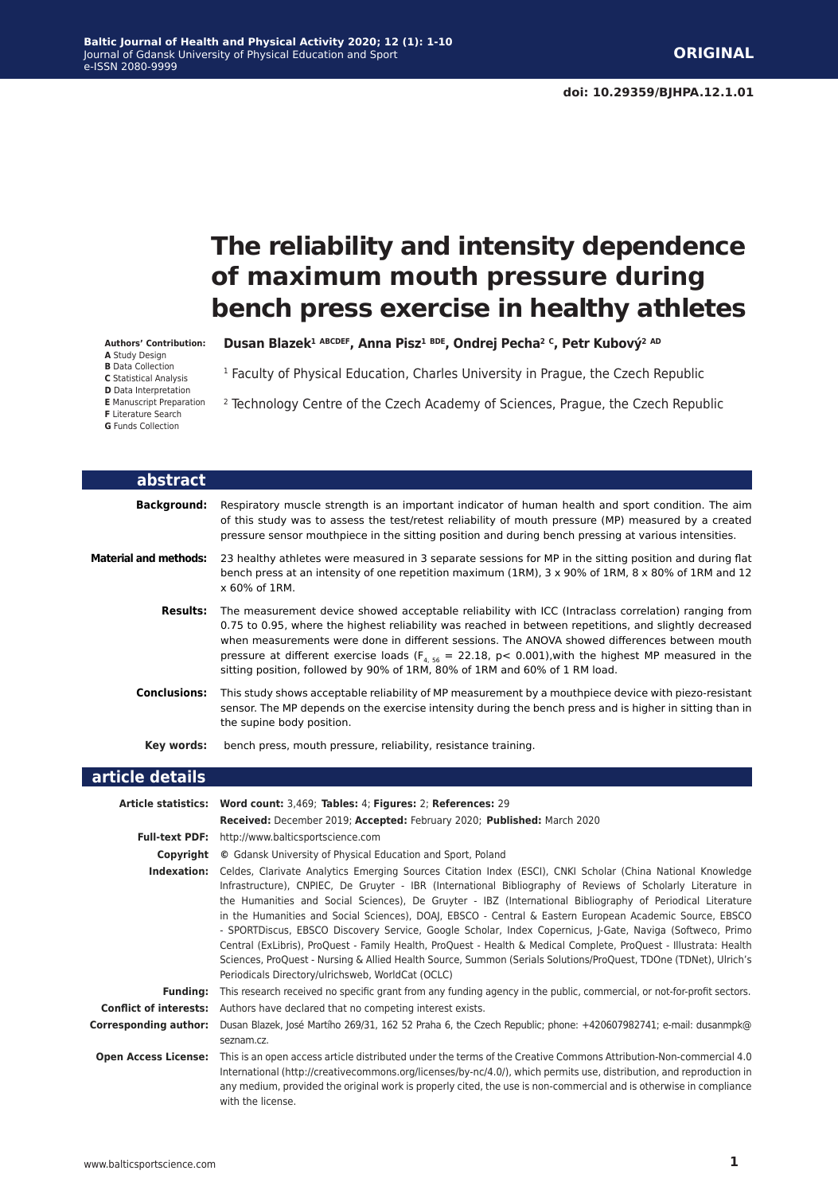# The reliability and intensity dependence of maximum mouth pressure during bench press exercise in healthy athletes

**Authors' Contribution:**
**A** Study Design
**B** Data Collection
**C** Statistical Analysis
**D** Data Interpretation
**E** Manuscript Preparation
**F** Literature Search
**G** Funds Collection

**Dusan Blazek[1 ABCDEF], Anna Pisz[1 BDE], Ondrej Pecha[2 C], Petr Kubový[2 AD]**

[1] Faculty of Physical Education, Charles University in Prague, the Czech Republic

[2] Technology Centre of the Czech Academy of Sciences, Prague, the Czech Republic

## abstract

**Background:** Respiratory muscle strength is an important indicator of human health and sport condition. The aim of this study was to assess the test/retest reliability of mouth pressure (MP) measured by a created pressure sensor mouthpiece in the sitting position and during bench pressing at various intensities.

**Material and methods:** 23 healthy athletes were measured in 3 separate sessions for MP in the sitting position and during flat bench press at an intensity of one repetition maximum (1RM), 3 x 90% of 1RM, 8 x 80% of 1RM and 12 x 60% of 1RM.

**Results:** The measurement device showed acceptable reliability with ICC (Intraclass correlation) ranging from 0.75 to 0.95, where the highest reliability was reached in between repetitions, and slightly decreased when measurements were done in different sessions. The ANOVA showed differences between mouth pressure at different exercise loads ($F_{4, 56} = 22.18$, $p < 0.001$),with the highest MP measured in the sitting position, followed by 90% of 1RM, 80% of 1RM and 60% of 1 RM load.

**Conclusions:** This study shows acceptable reliability of MP measurement by a mouthpiece device with piezo-resistant sensor. The MP depends on the exercise intensity during the bench press and is higher in sitting than in the supine body position.

**Key words:** bench press, mouth pressure, reliability, resistance training.

## article details

**Article statistics:** **Word count:** 3,469; **Tables:** 4; **Figures:** 2; **References:** 29
**Received:** December 2019; **Accepted:** February 2020; **Published:** March 2020

**Full-text PDF:** http://www.balticsportscience.com

**Copyright** © Gdansk University of Physical Education and Sport, Poland

**Indexation:** Celdes, Clarivate Analytics Emerging Sources Citation Index (ESCI), CNKI Scholar (China National Knowledge Infrastructure), CNPIEC, De Gruyter - IBR (International Bibliography of Reviews of Scholarly Literature in the Humanities and Social Sciences), De Gruyter - IBZ (International Bibliography of Periodical Literature in the Humanities and Social Sciences), DOAJ, EBSCO - Central & Eastern European Academic Source, EBSCO - SPORTDiscus, EBSCO Discovery Service, Google Scholar, Index Copernicus, J-Gate, Naviga (Softweco, Primo Central (ExLibris), ProQuest - Family Health, ProQuest - Health & Medical Complete, ProQuest - Illustrata: Health Sciences, ProQuest - Nursing & Allied Health Source, Summon (Serials Solutions/ProQuest, TDOne (TDNet), Ulrich's Periodicals Directory/ulrichsweb, WorldCat (OCLC)

**Funding:** This research received no specific grant from any funding agency in the public, commercial, or not-for-profit sectors.

**Conflict of interests:** Authors have declared that no competing interest exists.

**Corresponding author:** Dusan Blazek, José Martího 269/31, 162 52 Praha 6, the Czech Republic; phone: +420607982741; e-mail: dusanmpk@seznam.cz.

**Open Access License:** This is an open access article distributed under the terms of the Creative Commons Attribution-Non-commercial 4.0 International (http://creativecommons.org/licenses/by-nc/4.0/), which permits use, distribution, and reproduction in any medium, provided the original work is properly cited, the use is non-commercial and is otherwise in compliance with the license.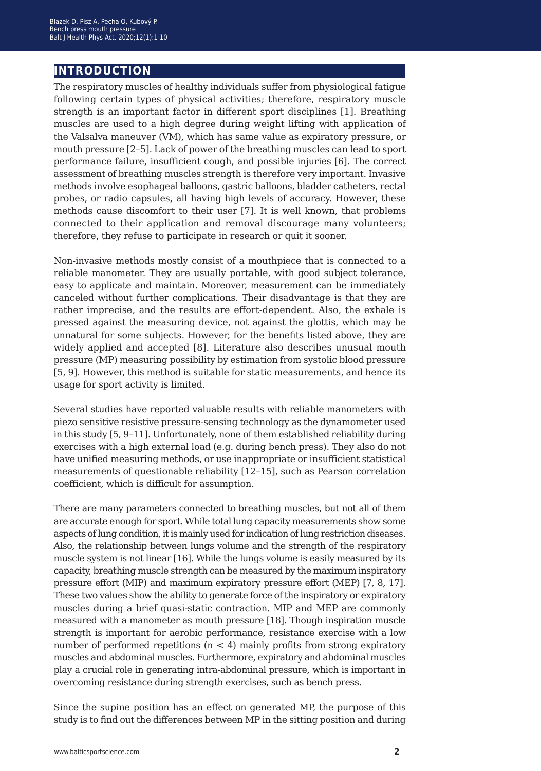## INTRODUCTION

The respiratory muscles of healthy individuals suffer from physiological fatigue following certain types of physical activities; therefore, respiratory muscle strength is an important factor in different sport disciplines [1]. Breathing muscles are used to a high degree during weight lifting with application of the Valsalva maneuver (VM), which has same value as expiratory pressure, or mouth pressure [2–5]. Lack of power of the breathing muscles can lead to sport performance failure, insufficient cough, and possible injuries [6]. The correct assessment of breathing muscles strength is therefore very important. Invasive methods involve esophageal balloons, gastric balloons, bladder catheters, rectal probes, or radio capsules, all having high levels of accuracy. However, these methods cause discomfort to their user [7]. It is well known, that problems connected to their application and removal discourage many volunteers; therefore, they refuse to participate in research or quit it sooner.

Non-invasive methods mostly consist of a mouthpiece that is connected to a reliable manometer. They are usually portable, with good subject tolerance, easy to applicate and maintain. Moreover, measurement can be immediately canceled without further complications. Their disadvantage is that they are rather imprecise, and the results are effort-dependent. Also, the exhale is pressed against the measuring device, not against the glottis, which may be unnatural for some subjects. However, for the benefits listed above, they are widely applied and accepted [8]. Literature also describes unusual mouth pressure (MP) measuring possibility by estimation from systolic blood pressure [5, 9]. However, this method is suitable for static measurements, and hence its usage for sport activity is limited.

Several studies have reported valuable results with reliable manometers with piezo sensitive resistive pressure-sensing technology as the dynamometer used in this study [5, 9–11]. Unfortunately, none of them established reliability during exercises with a high external load (e.g. during bench press). They also do not have unified measuring methods, or use inappropriate or insufficient statistical measurements of questionable reliability [12–15], such as Pearson correlation coefficient, which is difficult for assumption.

There are many parameters connected to breathing muscles, but not all of them are accurate enough for sport. While total lung capacity measurements show some aspects of lung condition, it is mainly used for indication of lung restriction diseases. Also, the relationship between lungs volume and the strength of the respiratory muscle system is not linear [16]. While the lungs volume is easily measured by its capacity, breathing muscle strength can be measured by the maximum inspiratory pressure effort (MIP) and maximum expiratory pressure effort (MEP) [7, 8, 17]. These two values show the ability to generate force of the inspiratory or expiratory muscles during a brief quasi-static contraction. MIP and MEP are commonly measured with a manometer as mouth pressure [18]. Though inspiration muscle strength is important for aerobic performance, resistance exercise with a low number of performed repetitions ($n < 4$) mainly profits from strong expiratory muscles and abdominal muscles. Furthermore, expiratory and abdominal muscles play a crucial role in generating intra-abdominal pressure, which is important in overcoming resistance during strength exercises, such as bench press.

Since the supine position has an effect on generated MP, the purpose of this study is to find out the differences between MP in the sitting position and during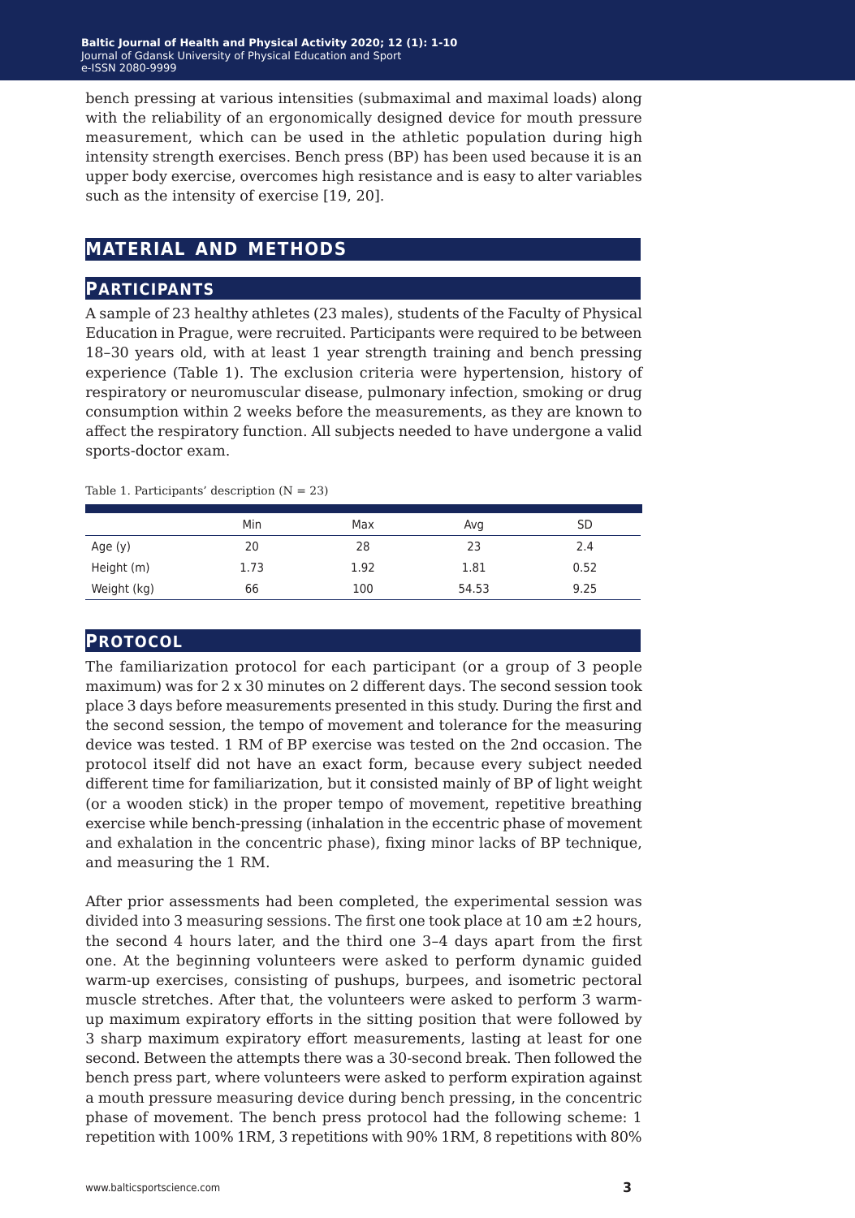bench pressing at various intensities (submaximal and maximal loads) along with the reliability of an ergonomically designed device for mouth pressure measurement, which can be used in the athletic population during high intensity strength exercises. Bench press (BP) has been used because it is an upper body exercise, overcomes high resistance and is easy to alter variables such as the intensity of exercise [19, 20].

## MATERIAL AND METHODS

### PARTICIPANTS

A sample of 23 healthy athletes (23 males), students of the Faculty of Physical Education in Prague, were recruited. Participants were required to be between 18–30 years old, with at least 1 year strength training and bench pressing experience (Table 1). The exclusion criteria were hypertension, history of respiratory or neuromuscular disease, pulmonary infection, smoking or drug consumption within 2 weeks before the measurements, as they are known to affect the respiratory function. All subjects needed to have undergone a valid sports-doctor exam.

Table 1. Participants' description (N = 23)

| | Min | Max | Avg | SD |
|---|---|---|---|---|
| Age (y) | 20 | 28 | 23 | 2.4 |
| Height (m) | 1.73 | 1.92 | 1.81 | 0.52 |
| Weight (kg) | 66 | 100 | 54.53 | 9.25 |

### PROTOCOL

The familiarization protocol for each participant (or a group of 3 people maximum) was for 2 x 30 minutes on 2 different days. The second session took place 3 days before measurements presented in this study. During the first and the second session, the tempo of movement and tolerance for the measuring device was tested. 1 RM of BP exercise was tested on the 2nd occasion. The protocol itself did not have an exact form, because every subject needed different time for familiarization, but it consisted mainly of BP of light weight (or a wooden stick) in the proper tempo of movement, repetitive breathing exercise while bench-pressing (inhalation in the eccentric phase of movement and exhalation in the concentric phase), fixing minor lacks of BP technique, and measuring the 1 RM.

After prior assessments had been completed, the experimental session was divided into 3 measuring sessions. The first one took place at 10 am ±2 hours, the second 4 hours later, and the third one 3–4 days apart from the first one. At the beginning volunteers were asked to perform dynamic guided warm-up exercises, consisting of pushups, burpees, and isometric pectoral muscle stretches. After that, the volunteers were asked to perform 3 warm-up maximum expiratory efforts in the sitting position that were followed by 3 sharp maximum expiratory effort measurements, lasting at least for one second. Between the attempts there was a 30-second break. Then followed the bench press part, where volunteers were asked to perform expiration against a mouth pressure measuring device during bench pressing, in the concentric phase of movement. The bench press protocol had the following scheme: 1 repetition with 100% 1RM, 3 repetitions with 90% 1RM, 8 repetitions with 80%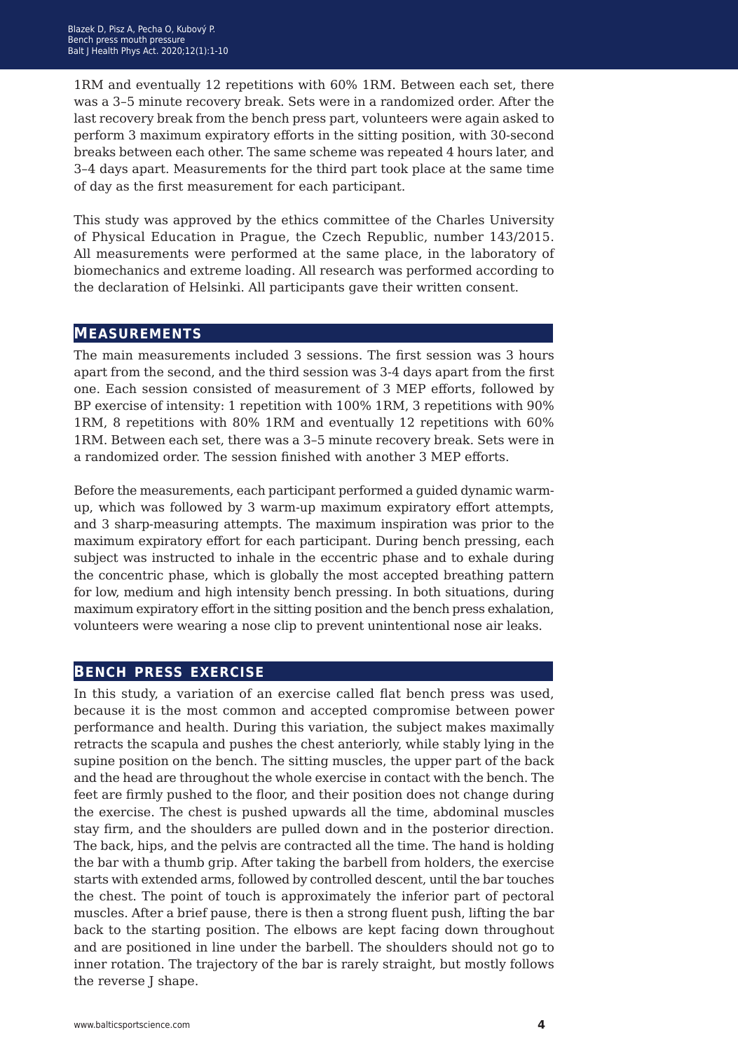1RM and eventually 12 repetitions with 60% 1RM. Between each set, there was a 3–5 minute recovery break. Sets were in a randomized order. After the last recovery break from the bench press part, volunteers were again asked to perform 3 maximum expiratory efforts in the sitting position, with 30-second breaks between each other. The same scheme was repeated 4 hours later, and 3–4 days apart. Measurements for the third part took place at the same time of day as the first measurement for each participant.

This study was approved by the ethics committee of the Charles University of Physical Education in Prague, the Czech Republic, number 143/2015. All measurements were performed at the same place, in the laboratory of biomechanics and extreme loading. All research was performed according to the declaration of Helsinki. All participants gave their written consent.

## Measurements

The main measurements included 3 sessions. The first session was 3 hours apart from the second, and the third session was 3-4 days apart from the first one. Each session consisted of measurement of 3 MEP efforts, followed by BP exercise of intensity: 1 repetition with 100% 1RM, 3 repetitions with 90% 1RM, 8 repetitions with 80% 1RM and eventually 12 repetitions with 60% 1RM. Between each set, there was a 3–5 minute recovery break. Sets were in a randomized order. The session finished with another 3 MEP efforts.

Before the measurements, each participant performed a guided dynamic warm-up, which was followed by 3 warm-up maximum expiratory effort attempts, and 3 sharp-measuring attempts. The maximum inspiration was prior to the maximum expiratory effort for each participant. During bench pressing, each subject was instructed to inhale in the eccentric phase and to exhale during the concentric phase, which is globally the most accepted breathing pattern for low, medium and high intensity bench pressing. In both situations, during maximum expiratory effort in the sitting position and the bench press exhalation, volunteers were wearing a nose clip to prevent unintentional nose air leaks.

## Bench press exercise

In this study, a variation of an exercise called flat bench press was used, because it is the most common and accepted compromise between power performance and health. During this variation, the subject makes maximally retracts the scapula and pushes the chest anteriorly, while stably lying in the supine position on the bench. The sitting muscles, the upper part of the back and the head are throughout the whole exercise in contact with the bench. The feet are firmly pushed to the floor, and their position does not change during the exercise. The chest is pushed upwards all the time, abdominal muscles stay firm, and the shoulders are pulled down and in the posterior direction. The back, hips, and the pelvis are contracted all the time. The hand is holding the bar with a thumb grip. After taking the barbell from holders, the exercise starts with extended arms, followed by controlled descent, until the bar touches the chest. The point of touch is approximately the inferior part of pectoral muscles. After a brief pause, there is then a strong fluent push, lifting the bar back to the starting position. The elbows are kept facing down throughout and are positioned in line under the barbell. The shoulders should not go to inner rotation. The trajectory of the bar is rarely straight, but mostly follows the reverse J shape.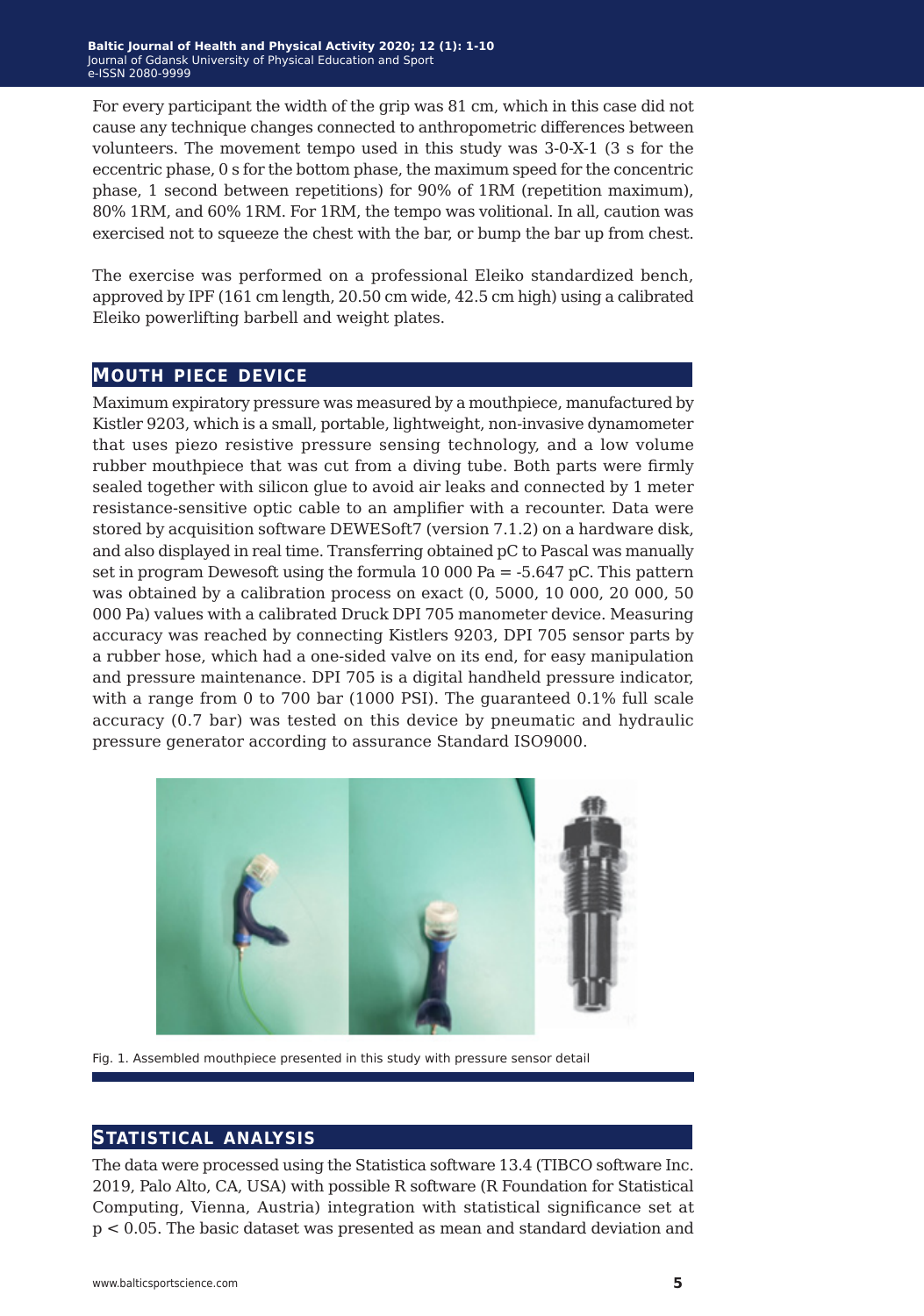For every participant the width of the grip was 81 cm, which in this case did not cause any technique changes connected to anthropometric differences between volunteers. The movement tempo used in this study was 3-0-X-1 (3 s for the eccentric phase, 0 s for the bottom phase, the maximum speed for the concentric phase, 1 second between repetitions) for 90% of 1RM (repetition maximum), 80% 1RM, and 60% 1RM. For 1RM, the tempo was volitional. In all, caution was exercised not to squeeze the chest with the bar, or bump the bar up from chest.

The exercise was performed on a professional Eleiko standardized bench, approved by IPF (161 cm length, 20.50 cm wide, 42.5 cm high) using a calibrated Eleiko powerlifting barbell and weight plates.

## Mouth piece device

Maximum expiratory pressure was measured by a mouthpiece, manufactured by Kistler 9203, which is a small, portable, lightweight, non-invasive dynamometer that uses piezo resistive pressure sensing technology, and a low volume rubber mouthpiece that was cut from a diving tube. Both parts were firmly sealed together with silicon glue to avoid air leaks and connected by 1 meter resistance-sensitive optic cable to an amplifier with a recounter. Data were stored by acquisition software DEWESoft7 (version 7.1.2) on a hardware disk, and also displayed in real time. Transferring obtained pC to Pascal was manually set in program Dewesoft using the formula 10 000 Pa = -5.647 pC. This pattern was obtained by a calibration process on exact (0, 5000, 10 000, 20 000, 50 000 Pa) values with a calibrated Druck DPI 705 manometer device. Measuring accuracy was reached by connecting Kistlers 9203, DPI 705 sensor parts by a rubber hose, which had a one-sided valve on its end, for easy manipulation and pressure maintenance. DPI 705 is a digital handheld pressure indicator, with a range from 0 to 700 bar (1000 PSI). The guaranteed 0.1% full scale accuracy (0.7 bar) was tested on this device by pneumatic and hydraulic pressure generator according to assurance Standard ISO9000.

Fig. 1. Assembled mouthpiece presented in this study with pressure sensor detail

## Statistical analysis

The data were processed using the Statistica software 13.4 (TIBCO software Inc. 2019, Palo Alto, CA, USA) with possible R software (R Foundation for Statistical Computing, Vienna, Austria) integration with statistical significance set at $p < 0.05$. The basic dataset was presented as mean and standard deviation and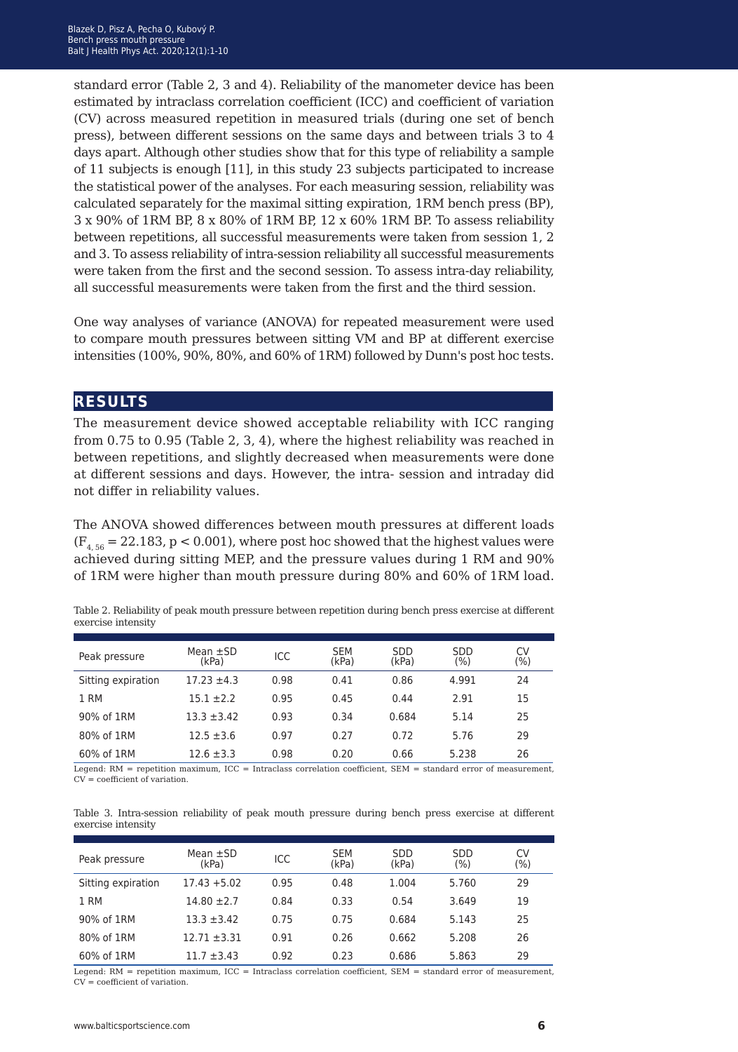standard error (Table 2, 3 and 4). Reliability of the manometer device has been estimated by intraclass correlation coefficient (ICC) and coefficient of variation (CV) across measured repetition in measured trials (during one set of bench press), between different sessions on the same days and between trials 3 to 4 days apart. Although other studies show that for this type of reliability a sample of 11 subjects is enough [11], in this study 23 subjects participated to increase the statistical power of the analyses. For each measuring session, reliability was calculated separately for the maximal sitting expiration, 1RM bench press (BP), 3 x 90% of 1RM BP, 8 x 80% of 1RM BP, 12 x 60% 1RM BP. To assess reliability between repetitions, all successful measurements were taken from session 1, 2 and 3. To assess reliability of intra-session reliability all successful measurements were taken from the first and the second session. To assess intra-day reliability, all successful measurements were taken from the first and the third session.

One way analyses of variance (ANOVA) for repeated measurement were used to compare mouth pressures between sitting VM and BP at different exercise intensities (100%, 90%, 80%, and 60% of 1RM) followed by Dunn's post hoc tests.

## RESULTS

The measurement device showed acceptable reliability with ICC ranging from 0.75 to 0.95 (Table 2, 3, 4), where the highest reliability was reached in between repetitions, and slightly decreased when measurements were done at different sessions and days. However, the intra- session and intraday did not differ in reliability values.

The ANOVA showed differences between mouth pressures at different loads ($F_{4, 56} = 22.183$, $p < 0.001$), where post hoc showed that the highest values were achieved during sitting MEP, and the pressure values during 1 RM and 90% of 1RM were higher than mouth pressure during 80% and 60% of 1RM load.

Table 2. Reliability of peak mouth pressure between repetition during bench press exercise at different exercise intensity

| Peak pressure | Mean ±SD (kPa) | ICC | SEM (kPa) | SDD (kPa) | SDD (%) | CV (%) |
|---|---|---|---|---|---|---|
| Sitting expiration | 17.23 ±4.3 | 0.98 | 0.41 | 0.86 | 4.991 | 24 |
| 1 RM | 15.1 ±2.2 | 0.95 | 0.45 | 0.44 | 2.91 | 15 |
| 90% of 1RM | 13.3 ±3.42 | 0.93 | 0.34 | 0.684 | 5.14 | 25 |
| 80% of 1RM | 12.5 ±3.6 | 0.97 | 0.27 | 0.72 | 5.76 | 29 |
| 60% of 1RM | 12.6 ±3.3 | 0.98 | 0.20 | 0.66 | 5.238 | 26 |

Legend: RM = repetition maximum, ICC = Intraclass correlation coefficient, SEM = standard error of measurement, CV = coefficient of variation.

Table 3. Intra-session reliability of peak mouth pressure during bench press exercise at different exercise intensity

| Peak pressure | Mean ±SD (kPa) | ICC | SEM (kPa) | SDD (kPa) | SDD (%) | CV (%) |
|---|---|---|---|---|---|---|
| Sitting expiration | 17.43 +5.02 | 0.95 | 0.48 | 1.004 | 5.760 | 29 |
| 1 RM | 14.80 ±2.7 | 0.84 | 0.33 | 0.54 | 3.649 | 19 |
| 90% of 1RM | 13.3 ±3.42 | 0.75 | 0.75 | 0.684 | 5.143 | 25 |
| 80% of 1RM | 12.71 ±3.31 | 0.91 | 0.26 | 0.662 | 5.208 | 26 |
| 60% of 1RM | 11.7 ±3.43 | 0.92 | 0.23 | 0.686 | 5.863 | 29 |

Legend: RM = repetition maximum, ICC = Intraclass correlation coefficient, SEM = standard error of measurement, CV = coefficient of variation.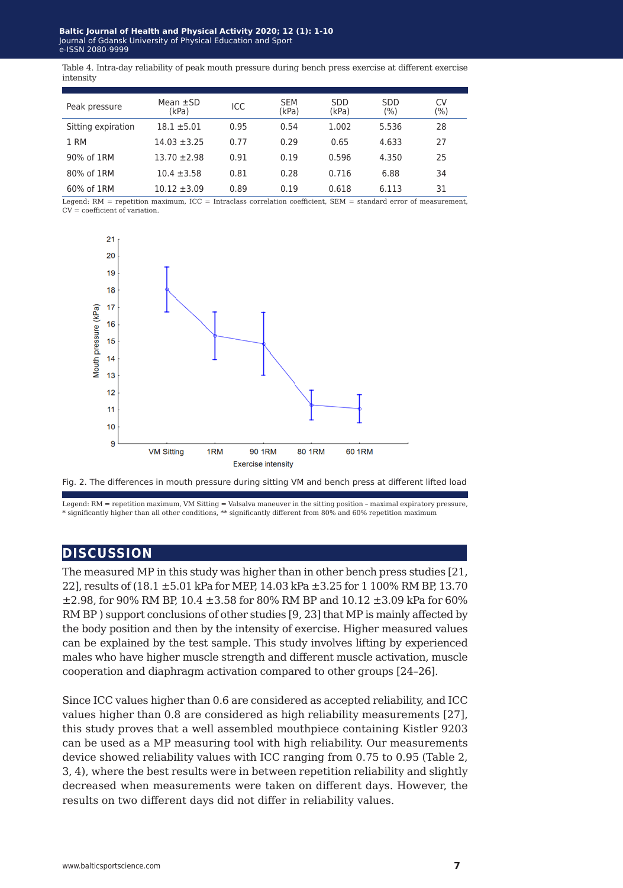Table 4. Intra-day reliability of peak mouth pressure during bench press exercise at different exercise intensity

| Peak pressure | Mean ±SD (kPa) | ICC | SEM (kPa) | SDD (kPa) | SDD (%) | CV (%) |
|---|---|---|---|---|---|---|
| Sitting expiration | 18.1 ±5.01 | 0.95 | 0.54 | 1.002 | 5.536 | 28 |
| 1 RM | 14.03 ±3.25 | 0.77 | 0.29 | 0.65 | 4.633 | 27 |
| 90% of 1RM | 13.70 ±2.98 | 0.91 | 0.19 | 0.596 | 4.350 | 25 |
| 80% of 1RM | 10.4 ±3.58 | 0.81 | 0.28 | 0.716 | 6.88 | 34 |
| 60% of 1RM | 10.12 ±3.09 | 0.89 | 0.19 | 0.618 | 6.113 | 31 |

Legend: RM = repetition maximum, ICC = Intraclass correlation coefficient, SEM = standard error of measurement, CV = coefficient of variation.

Fig. 2. The differences in mouth pressure during sitting VM and bench press at different lifted load

Legend: RM = repetition maximum, VM Sitting = Valsalva maneuver in the sitting position – maximal expiratory pressure, * significantly higher than all other conditions, ** significantly different from 80% and 60% repetition maximum

## DISCUSSION

The measured MP in this study was higher than in other bench press studies [21, 22], results of (18.1 ±5.01 kPa for MEP, 14.03 kPa ±3.25 for 1 100% RM BP, 13.70 ±2.98, for 90% RM BP, 10.4 ±3.58 for 80% RM BP and 10.12 ±3.09 kPa for 60% RM BP ) support conclusions of other studies [9, 23] that MP is mainly affected by the body position and then by the intensity of exercise. Higher measured values can be explained by the test sample. This study involves lifting by experienced males who have higher muscle strength and different muscle activation, muscle cooperation and diaphragm activation compared to other groups [24–26].

Since ICC values higher than 0.6 are considered as accepted reliability, and ICC values higher than 0.8 are considered as high reliability measurements [27], this study proves that a well assembled mouthpiece containing Kistler 9203 can be used as a MP measuring tool with high reliability. Our measurements device showed reliability values with ICC ranging from 0.75 to 0.95 (Table 2, 3, 4), where the best results were in between repetition reliability and slightly decreased when measurements were taken on different days. However, the results on two different days did not differ in reliability values.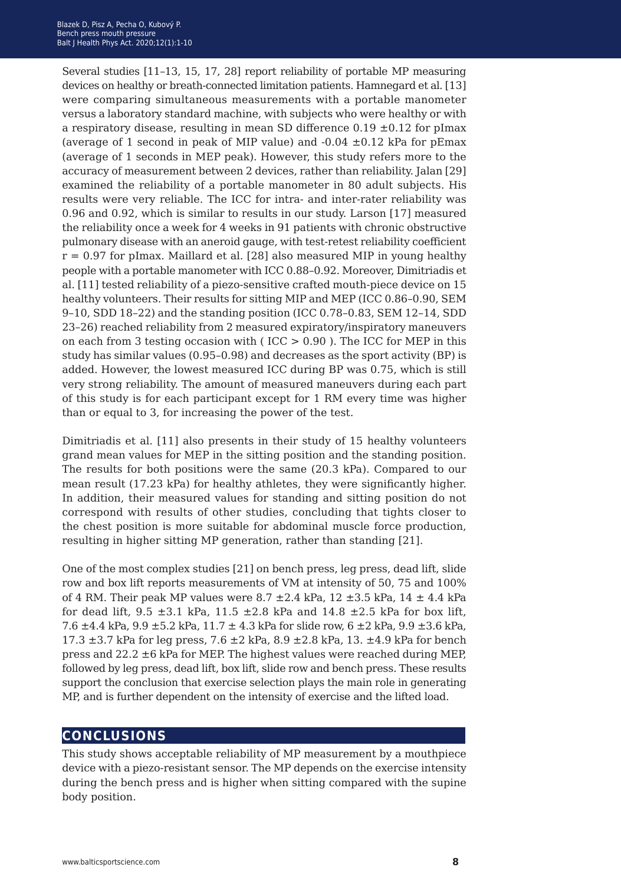Several studies [11–13, 15, 17, 28] report reliability of portable MP measuring devices on healthy or breath-connected limitation patients. Hamnegard et al. [13] were comparing simultaneous measurements with a portable manometer versus a laboratory standard machine, with subjects who were healthy or with a respiratory disease, resulting in mean SD difference 0.19 ±0.12 for pImax (average of 1 second in peak of MIP value) and -0.04 ±0.12 kPa for pEmax (average of 1 seconds in MEP peak). However, this study refers more to the accuracy of measurement between 2 devices, rather than reliability. Jalan [29] examined the reliability of a portable manometer in 80 adult subjects. His results were very reliable. The ICC for intra- and inter-rater reliability was 0.96 and 0.92, which is similar to results in our study. Larson [17] measured the reliability once a week for 4 weeks in 91 patients with chronic obstructive pulmonary disease with an aneroid gauge, with test-retest reliability coefficient $r = 0.97$ for pImax. Maillard et al. [28] also measured MIP in young healthy people with a portable manometer with ICC 0.88–0.92. Moreover, Dimitriadis et al. [11] tested reliability of a piezo-sensitive crafted mouth-piece device on 15 healthy volunteers. Their results for sitting MIP and MEP (ICC 0.86–0.90, SEM 9–10, SDD 18–22) and the standing position (ICC 0.78–0.83, SEM 12–14, SDD 23–26) reached reliability from 2 measured expiratory/inspiratory maneuvers on each from 3 testing occasion with ( ICC > 0.90 ). The ICC for MEP in this study has similar values (0.95–0.98) and decreases as the sport activity (BP) is added. However, the lowest measured ICC during BP was 0.75, which is still very strong reliability. The amount of measured maneuvers during each part of this study is for each participant except for 1 RM every time was higher than or equal to 3, for increasing the power of the test.

Dimitriadis et al. [11] also presents in their study of 15 healthy volunteers grand mean values for MEP in the sitting position and the standing position. The results for both positions were the same (20.3 kPa). Compared to our mean result (17.23 kPa) for healthy athletes, they were significantly higher. In addition, their measured values for standing and sitting position do not correspond with results of other studies, concluding that tights closer to the chest position is more suitable for abdominal muscle force production, resulting in higher sitting MP generation, rather than standing [21].

One of the most complex studies [21] on bench press, leg press, dead lift, slide row and box lift reports measurements of VM at intensity of 50, 75 and 100% of 4 RM. Their peak MP values were 8.7 ±2.4 kPa, 12 ±3.5 kPa, 14 ± 4.4 kPa for dead lift, 9.5 ±3.1 kPa, 11.5 ±2.8 kPa and 14.8 ±2.5 kPa for box lift, 7.6 ±4.4 kPa, 9.9 ±5.2 kPa, 11.7 ± 4.3 kPa for slide row, 6 ±2 kPa, 9.9 ±3.6 kPa, 17.3 ±3.7 kPa for leg press, 7.6 ±2 kPa, 8.9 ±2.8 kPa, 13. ±4.9 kPa for bench press and 22.2 ±6 kPa for MEP. The highest values were reached during MEP, followed by leg press, dead lift, box lift, slide row and bench press. These results support the conclusion that exercise selection plays the main role in generating MP, and is further dependent on the intensity of exercise and the lifted load.

## CONCLUSIONS

This study shows acceptable reliability of MP measurement by a mouthpiece device with a piezo-resistant sensor. The MP depends on the exercise intensity during the bench press and is higher when sitting compared with the supine body position.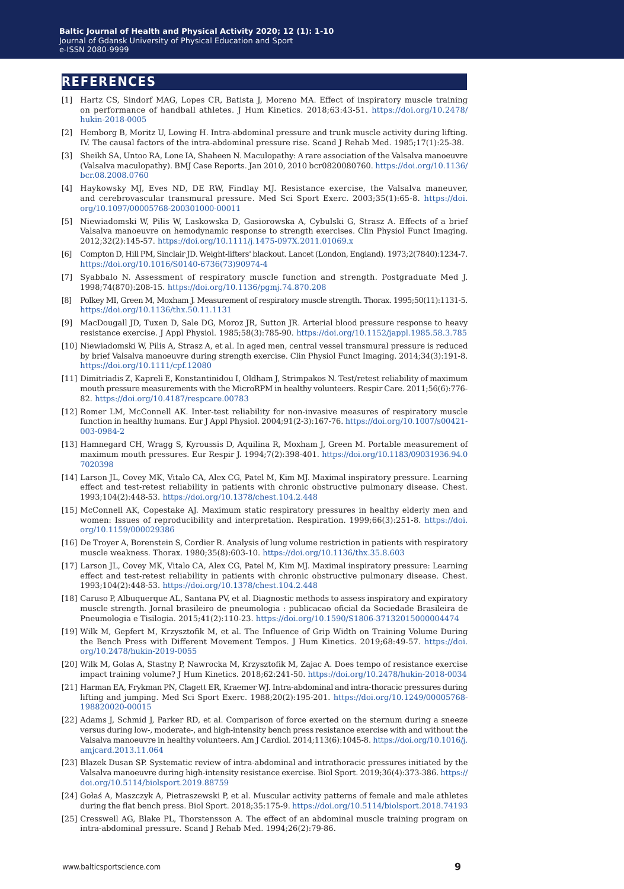## REFERENCES

[1] Hartz CS, Sindorf MAG, Lopes CR, Batista J, Moreno MA. Effect of inspiratory muscle training on performance of handball athletes. J Hum Kinetics. 2018;63:43-51. https://doi.org/10.2478/hukin-2018-0005

[2] Hemborg B, Moritz U, Lowing H. Intra-abdominal pressure and trunk muscle activity during lifting. IV. The causal factors of the intra-abdominal pressure rise. Scand J Rehab Med. 1985;17(1):25-38.

[3] Sheikh SA, Untoo RA, Lone IA, Shaheen N. Maculopathy: A rare association of the Valsalva manoeuvre (Valsalva maculopathy). BMJ Case Reports. Jan 2010, 2010 bcr0820080760. https://doi.org/10.1136/bcr.08.2008.0760

[4] Haykowsky MJ, Eves ND, DE RW, Findlay MJ. Resistance exercise, the Valsalva maneuver, and cerebrovascular transmural pressure. Med Sci Sport Exerc. 2003;35(1):65-8. https://doi.org/10.1097/00005768-200301000-00011

[5] Niewiadomski W, Pilis W, Laskowska D, Gasiorowska A, Cybulski G, Strasz A. Effects of a brief Valsalva manoeuvre on hemodynamic response to strength exercises. Clin Physiol Funct Imaging. 2012;32(2):145-57. https://doi.org/10.1111/j.1475-097X.2011.01069.x

[6] Compton D, Hill PM, Sinclair JD. Weight-lifters' blackout. Lancet (London, England). 1973;2(7840):1234-7. https://doi.org/10.1016/S0140-6736(73)90974-4

[7] Syabbalo N. Assessment of respiratory muscle function and strength. Postgraduate Med J. 1998;74(870):208-15. https://doi.org/10.1136/pgmj.74.870.208

[8] Polkey MI, Green M, Moxham J. Measurement of respiratory muscle strength. Thorax. 1995;50(11):1131-5. https://doi.org/10.1136/thx.50.11.1131

[9] MacDougall JD, Tuxen D, Sale DG, Moroz JR, Sutton JR. Arterial blood pressure response to heavy resistance exercise. J Appl Physiol. 1985;58(3):785-90. https://doi.org/10.1152/jappl.1985.58.3.785

[10] Niewiadomski W, Pilis A, Strasz A, et al. In aged men, central vessel transmural pressure is reduced by brief Valsalva manoeuvre during strength exercise. Clin Physiol Funct Imaging. 2014;34(3):191-8. https://doi.org/10.1111/cpf.12080

[11] Dimitriadis Z, Kapreli E, Konstantinidou I, Oldham J, Strimpakos N. Test/retest reliability of maximum mouth pressure measurements with the MicroRPM in healthy volunteers. Respir Care. 2011;56(6):776-82. https://doi.org/10.4187/respcare.00783

[12] Romer LM, McConnell AK. Inter-test reliability for non-invasive measures of respiratory muscle function in healthy humans. Eur J Appl Physiol. 2004;91(2-3):167-76. https://doi.org/10.1007/s00421-003-0984-2

[13] Hamnegard CH, Wragg S, Kyroussis D, Aquilina R, Moxham J, Green M. Portable measurement of maximum mouth pressures. Eur Respir J. 1994;7(2):398-401. https://doi.org/10.1183/09031936.94.07020398

[14] Larson JL, Covey MK, Vitalo CA, Alex CG, Patel M, Kim MJ. Maximal inspiratory pressure. Learning effect and test-retest reliability in patients with chronic obstructive pulmonary disease. Chest. 1993;104(2):448-53. https://doi.org/10.1378/chest.104.2.448

[15] McConnell AK, Copestake AJ. Maximum static respiratory pressures in healthy elderly men and women: Issues of reproducibility and interpretation. Respiration. 1999;66(3):251-8. https://doi.org/10.1159/000029386

[16] De Troyer A, Borenstein S, Cordier R. Analysis of lung volume restriction in patients with respiratory muscle weakness. Thorax. 1980;35(8):603-10. https://doi.org/10.1136/thx.35.8.603

[17] Larson JL, Covey MK, Vitalo CA, Alex CG, Patel M, Kim MJ. Maximal inspiratory pressure: Learning effect and test-retest reliability in patients with chronic obstructive pulmonary disease. Chest. 1993;104(2):448-53. https://doi.org/10.1378/chest.104.2.448

[18] Caruso P, Albuquerque AL, Santana PV, et al. Diagnostic methods to assess inspiratory and expiratory muscle strength. Jornal brasileiro de pneumologia : publicacao oficial da Sociedade Brasileira de Pneumologia e Tisilogia. 2015;41(2):110-23. https://doi.org/10.1590/S1806-37132015000004474

[19] Wilk M, Gepfert M, Krzysztofik M, et al. The Influence of Grip Width on Training Volume During the Bench Press with Different Movement Tempos. J Hum Kinetics. 2019;68:49-57. https://doi.org/10.2478/hukin-2019-0055

[20] Wilk M, Golas A, Stastny P, Nawrocka M, Krzysztofik M, Zajac A. Does tempo of resistance exercise impact training volume? J Hum Kinetics. 2018;62:241-50. https://doi.org/10.2478/hukin-2018-0034

[21] Harman EA, Frykman PN, Clagett ER, Kraemer WJ. Intra-abdominal and intra-thoracic pressures during lifting and jumping. Med Sci Sport Exerc. 1988;20(2):195-201. https://doi.org/10.1249/00005768-198820020-00015

[22] Adams J, Schmid J, Parker RD, et al. Comparison of force exerted on the sternum during a sneeze versus during low-, moderate-, and high-intensity bench press resistance exercise with and without the Valsalva manoeuvre in healthy volunteers. Am J Cardiol. 2014;113(6):1045-8. https://doi.org/10.1016/j.amjcard.2013.11.064

[23] Blazek Dusan SP. Systematic review of intra-abdominal and intrathoracic pressures initiated by the Valsalva manoeuvre during high-intensity resistance exercise. Biol Sport. 2019;36(4):373-386. https://doi.org/10.5114/biolsport.2019.88759

[24] Gołaś A, Maszczyk A, Pietraszewski P, et al. Muscular activity patterns of female and male athletes during the flat bench press. Biol Sport. 2018;35:175-9. https://doi.org/10.5114/biolsport.2018.74193

[25] Cresswell AG, Blake PL, Thorstensson A. The effect of an abdominal muscle training program on intra-abdominal pressure. Scand J Rehab Med. 1994;26(2):79-86.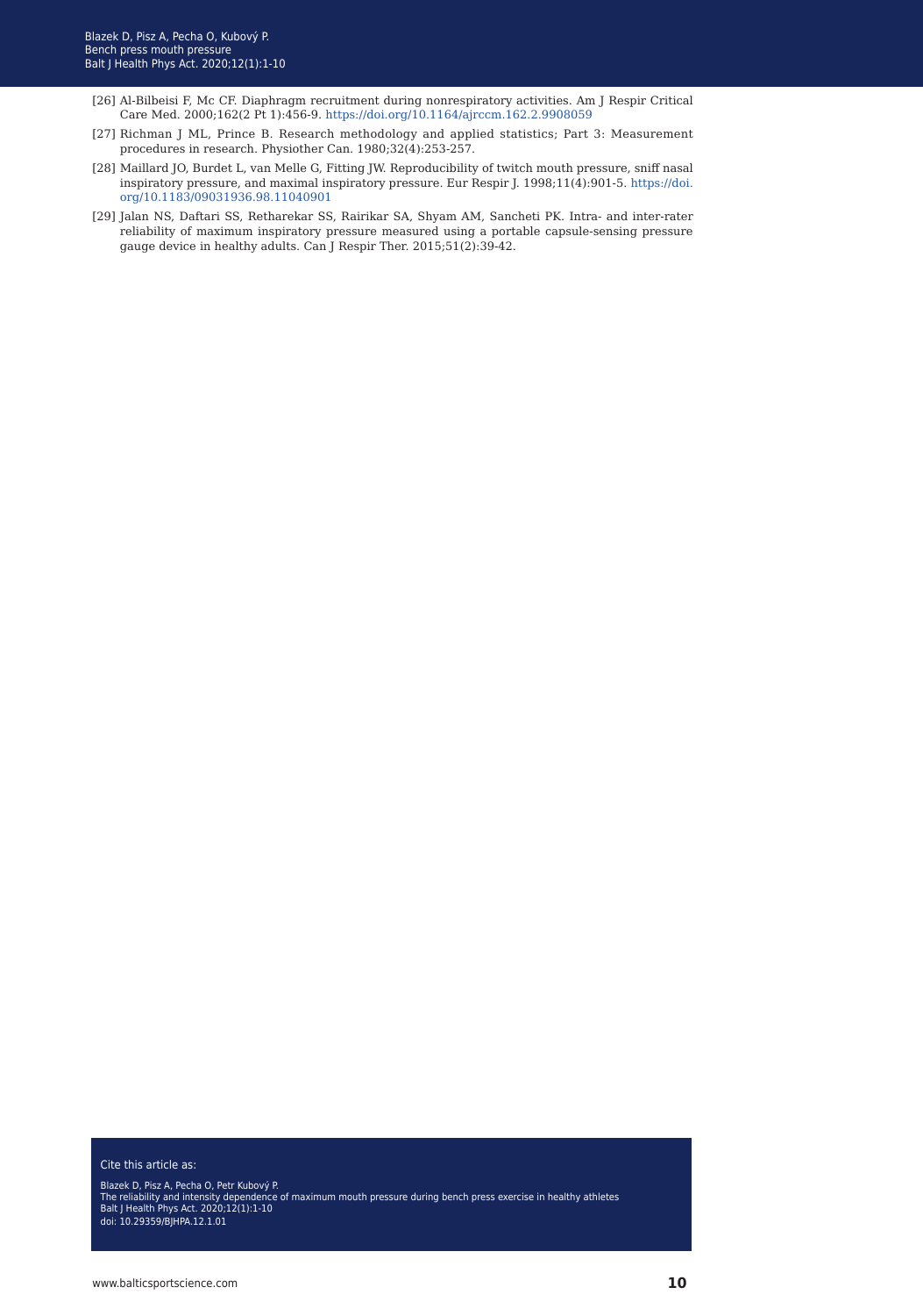[26] Al-Bilbeisi F, Mc CF. Diaphragm recruitment during nonrespiratory activities. Am J Respir Critical Care Med. 2000;162(2 Pt 1):456-9. https://doi.org/10.1164/ajrccm.162.2.9908059

[27] Richman J ML, Prince B. Research methodology and applied statistics; Part 3: Measurement procedures in research. Physiother Can. 1980;32(4):253-257.

[28] Maillard JO, Burdet L, van Melle G, Fitting JW. Reproducibility of twitch mouth pressure, sniff nasal inspiratory pressure, and maximal inspiratory pressure. Eur Respir J. 1998;11(4):901-5. https://doi.org/10.1183/09031936.98.11040901

[29] Jalan NS, Daftari SS, Retharekar SS, Rairikar SA, Shyam AM, Sancheti PK. Intra- and inter-rater reliability of maximum inspiratory pressure measured using a portable capsule-sensing pressure gauge device in healthy adults. Can J Respir Ther. 2015;51(2):39-42.

Cite this article as:

Blazek D, Pisz A, Pecha O, Petr Kubový P.
The reliability and intensity dependence of maximum mouth pressure during bench press exercise in healthy athletes
Balt J Health Phys Act. 2020;12(1):1-10
doi: 10.29359/BJHPA.12.1.01